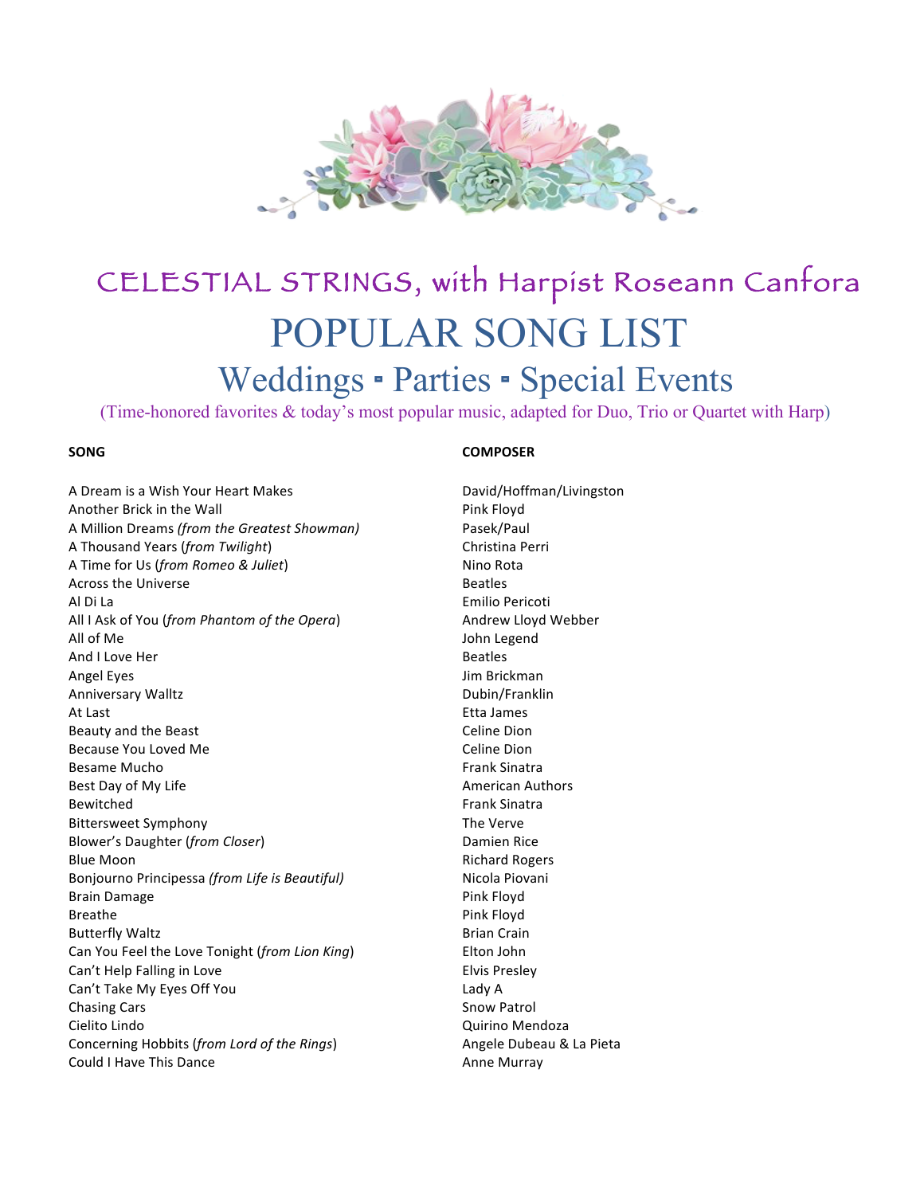# CELESTIAL STRINGS, with Harpist Roseann Canfora

# POPULAR SONG LIST

## Weddings ▪ Parties ▪ Special Events

(Time-honored favorites & today's most popular music, adapted for Duo, Trio or Quartet with Harp)

| SONG | COMPOSER |
|---|---|
| A Dream is a Wish Your Heart Makes | David/Hoffman/Livingston |
| Another Brick in the Wall | Pink Floyd |
| A Million Dreams *(from the Greatest Showman)* | Pasek/Paul |
| A Thousand Years (*from Twilight*) | Christina Perri |
| A Time for Us (*from Romeo & Juliet*) | Nino Rota |
| Across the Universe | Beatles |
| Al Di La | Emilio Pericoti |
| All I Ask of You (*from Phantom of the Opera*) | Andrew Lloyd Webber |
| All of Me | John Legend |
| And I Love Her | Beatles |
| Angel Eyes | Jim Brickman |
| Anniversary Walltz | Dubin/Franklin |
| At Last | Etta James |
| Beauty and the Beast | Celine Dion |
| Because You Loved Me | Celine Dion |
| Besame Mucho | Frank Sinatra |
| Best Day of My Life | American Authors |
| Bewitched | Frank Sinatra |
| Bittersweet Symphony | The Verve |
| Blower's Daughter (*from Closer*) | Damien Rice |
| Blue Moon | Richard Rogers |
| Bonjourno Principessa *(from Life is Beautiful)* | Nicola Piovani |
| Brain Damage | Pink Floyd |
| Breathe | Pink Floyd |
| Butterfly Waltz | Brian Crain |
| Can You Feel the Love Tonight (*from Lion King*) | Elton John |
| Can't Help Falling in Love | Elvis Presley |
| Can't Take My Eyes Off You | Lady A |
| Chasing Cars | Snow Patrol |
| Cielito Lindo | Quirino Mendoza |
| Concerning Hobbits (*from Lord of the Rings*) | Angele Dubeau & La Pieta |
| Could I Have This Dance | Anne Murray |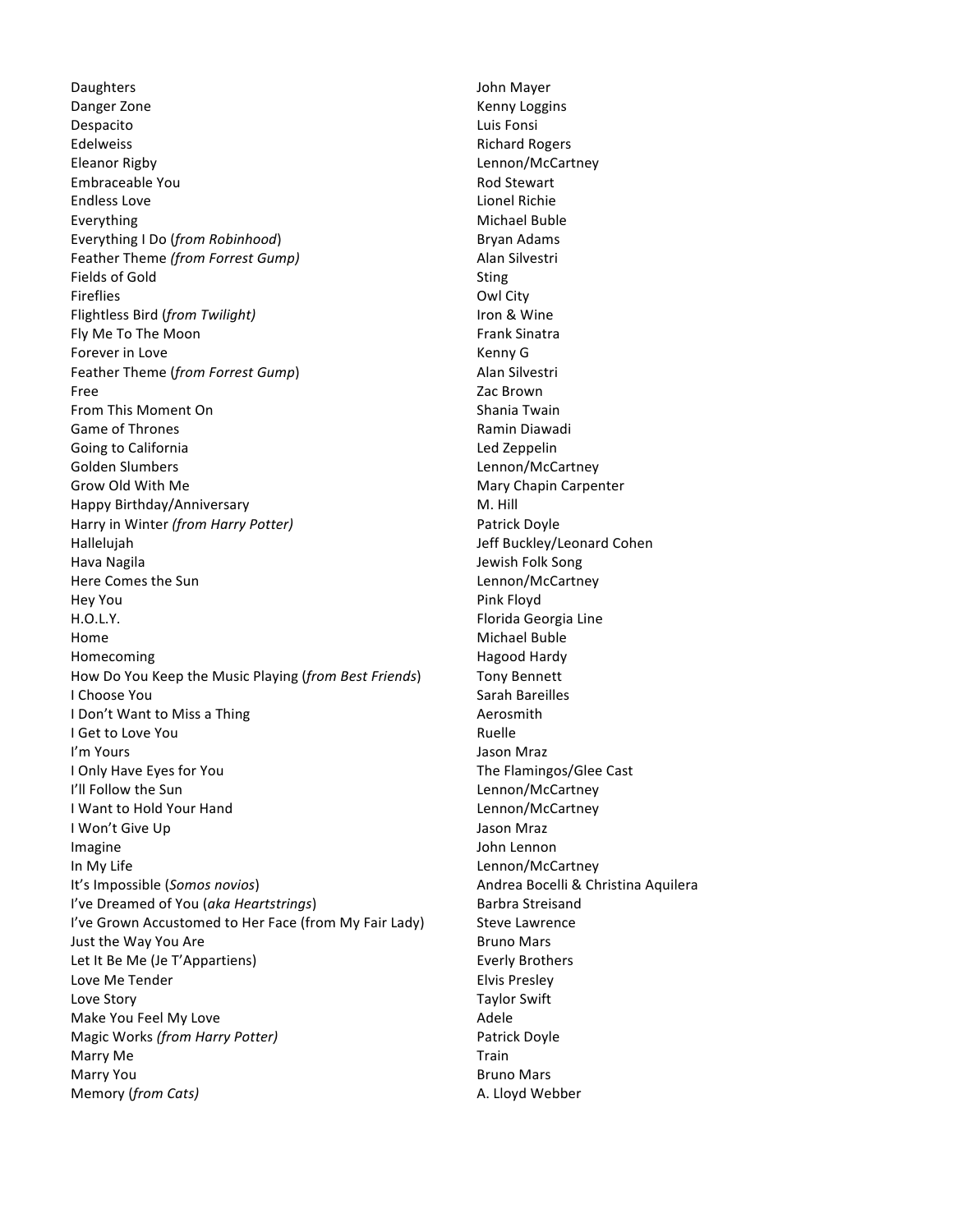| | |
|---|---|
| Daughters | John Mayer |
| Danger Zone | Kenny Loggins |
| Despacito | Luis Fonsi |
| Edelweiss | Richard Rogers |
| Eleanor Rigby | Lennon/McCartney |
| Embraceable You | Rod Stewart |
| Endless Love | Lionel Richie |
| Everything | Michael Buble |
| Everything I Do (*from Robinhood*) | Bryan Adams |
| Feather Theme *(from Forrest Gump)* | Alan Silvestri |
| Fields of Gold | Sting |
| Fireflies | Owl City |
| Flightless Bird (*from Twilight)* | Iron & Wine |
| Fly Me To The Moon | Frank Sinatra |
| Forever in Love | Kenny G |
| Feather Theme (*from Forrest Gump*) | Alan Silvestri |
| Free | Zac Brown |
| From This Moment On | Shania Twain |
| Game of Thrones | Ramin Diawadi |
| Going to California | Led Zeppelin |
| Golden Slumbers | Lennon/McCartney |
| Grow Old With Me | Mary Chapin Carpenter |
| Happy Birthday/Anniversary | M. Hill |
| Harry in Winter *(from Harry Potter)* | Patrick Doyle |
| Hallelujah | Jeff Buckley/Leonard Cohen |
| Hava Nagila | Jewish Folk Song |
| Here Comes the Sun | Lennon/McCartney |
| Hey You | Pink Floyd |
| H.O.L.Y. | Florida Georgia Line |
| Home | Michael Buble |
| Homecoming | Hagood Hardy |
| How Do You Keep the Music Playing (*from Best Friends*) | Tony Bennett |
| I Choose You | Sarah Bareilles |
| I Don't Want to Miss a Thing | Aerosmith |
| I Get to Love You | Ruelle |
| I'm Yours | Jason Mraz |
| I Only Have Eyes for You | The Flamingos/Glee Cast |
| I'll Follow the Sun | Lennon/McCartney |
| I Want to Hold Your Hand | Lennon/McCartney |
| I Won't Give Up | Jason Mraz |
| Imagine | John Lennon |
| In My Life | Lennon/McCartney |
| It's Impossible (*Somos novios*) | Andrea Bocelli & Christina Aquilera |
| I've Dreamed of You (*aka Heartstrings*) | Barbra Streisand |
| I've Grown Accustomed to Her Face (from My Fair Lady) | Steve Lawrence |
| Just the Way You Are | Bruno Mars |
| Let It Be Me (Je T'Appartiens) | Everly Brothers |
| Love Me Tender | Elvis Presley |
| Love Story | Taylor Swift |
| Make You Feel My Love | Adele |
| Magic Works *(from Harry Potter)* | Patrick Doyle |
| Marry Me | Train |
| Marry You | Bruno Mars |
| Memory (*from Cats)* | A. Lloyd Webber |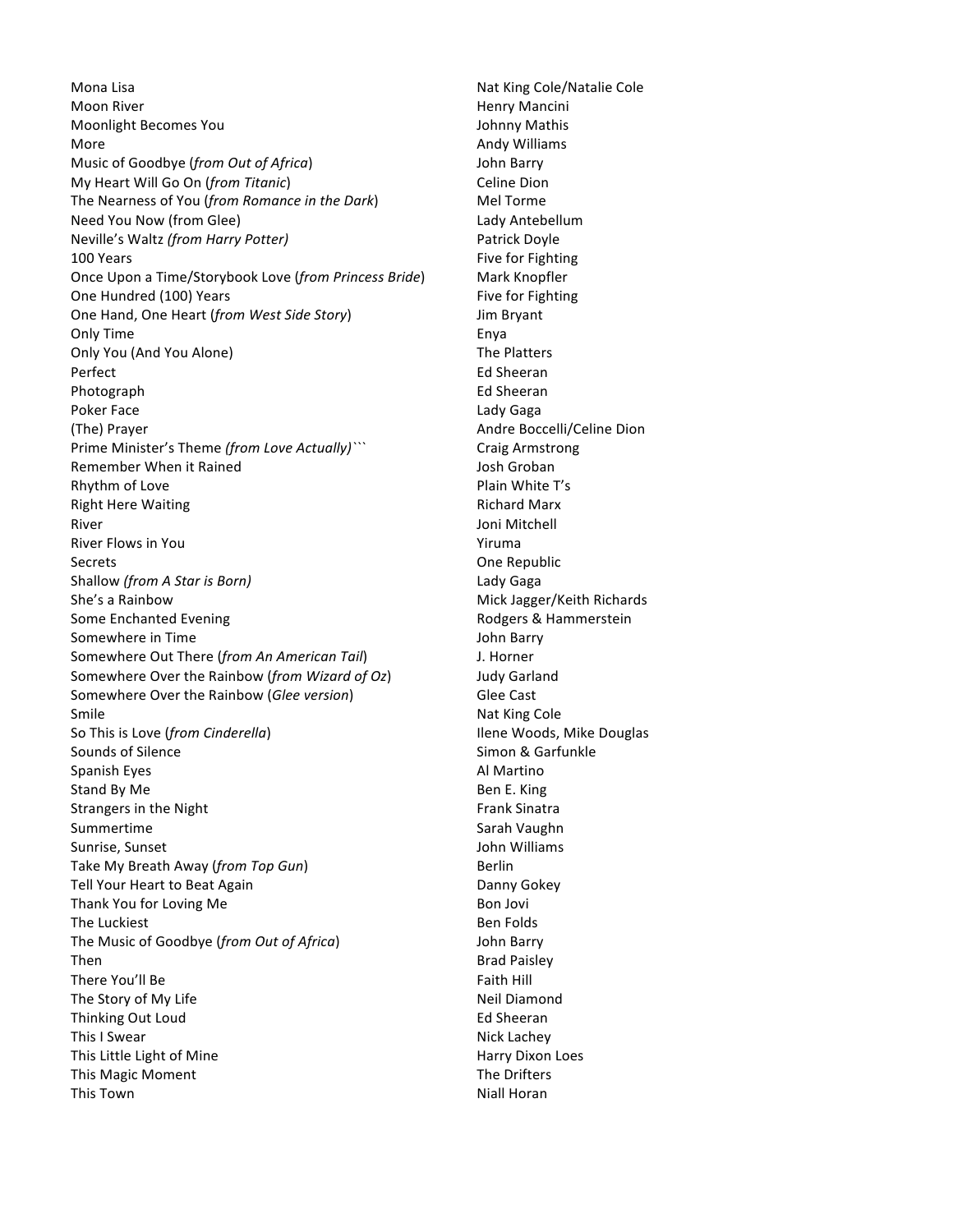| | |
|---|---|
| Mona Lisa | Nat King Cole/Natalie Cole |
| Moon River | Henry Mancini |
| Moonlight Becomes You | Johnny Mathis |
| More | Andy Williams |
| Music of Goodbye (*from Out of Africa*) | John Barry |
| My Heart Will Go On (*from Titanic*) | Celine Dion |
| The Nearness of You (*from Romance in the Dark*) | Mel Torme |
| Need You Now (from Glee) | Lady Antebellum |
| Neville's Waltz *(from Harry Potter)* | Patrick Doyle |
| 100 Years | Five for Fighting |
| Once Upon a Time/Storybook Love (*from Princess Bride*) | Mark Knopfler |
| One Hundred (100) Years | Five for Fighting |
| One Hand, One Heart (*from West Side Story*) | Jim Bryant |
| Only Time | Enya |
| Only You (And You Alone) | The Platters |
| Perfect | Ed Sheeran |
| Photograph | Ed Sheeran |
| Poker Face | Lady Gaga |
| (The) Prayer | Andre Boccelli/Celine Dion |
| Prime Minister's Theme *(from Love Actually)*``` | Craig Armstrong |
| Remember When it Rained | Josh Groban |
| Rhythm of Love | Plain White T's |
| Right Here Waiting | Richard Marx |
| River | Joni Mitchell |
| River Flows in You | Yiruma |
| Secrets | One Republic |
| Shallow *(from A Star is Born)* | Lady Gaga |
| She's a Rainbow | Mick Jagger/Keith Richards |
| Some Enchanted Evening | Rodgers & Hammerstein |
| Somewhere in Time | John Barry |
| Somewhere Out There (*from An American Tail*) | J. Horner |
| Somewhere Over the Rainbow (*from Wizard of Oz*) | Judy Garland |
| Somewhere Over the Rainbow (*Glee version*) | Glee Cast |
| Smile | Nat King Cole |
| So This is Love (*from Cinderella*) | Ilene Woods, Mike Douglas |
| Sounds of Silence | Simon & Garfunkle |
| Spanish Eyes | Al Martino |
| Stand By Me | Ben E. King |
| Strangers in the Night | Frank Sinatra |
| Summertime | Sarah Vaughn |
| Sunrise, Sunset | John Williams |
| Take My Breath Away (*from Top Gun*) | Berlin |
| Tell Your Heart to Beat Again | Danny Gokey |
| Thank You for Loving Me | Bon Jovi |
| The Luckiest | Ben Folds |
| The Music of Goodbye (*from Out of Africa*) | John Barry |
| Then | Brad Paisley |
| There You'll Be | Faith Hill |
| The Story of My Life | Neil Diamond |
| Thinking Out Loud | Ed Sheeran |
| This I Swear | Nick Lachey |
| This Little Light of Mine | Harry Dixon Loes |
| This Magic Moment | The Drifters |
| This Town | Niall Horan |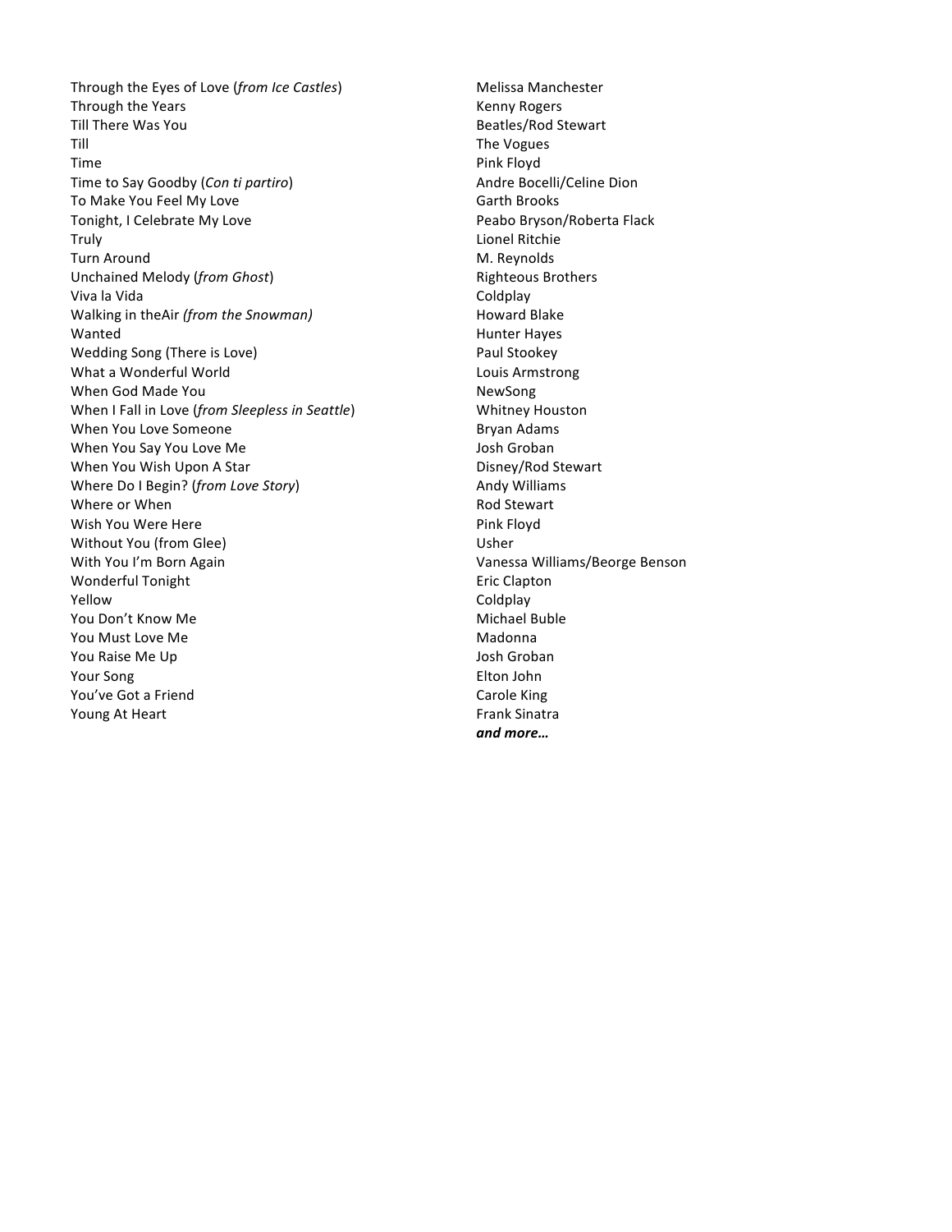| | |
|---|---|
| Through the Eyes of Love (*from Ice Castles*) | Melissa Manchester |
| Through the Years | Kenny Rogers |
| Till There Was You | Beatles/Rod Stewart |
| Till | The Vogues |
| Time | Pink Floyd |
| Time to Say Goodby (*Con ti partiro*) | Andre Bocelli/Celine Dion |
| To Make You Feel My Love | Garth Brooks |
| Tonight, I Celebrate My Love | Peabo Bryson/Roberta Flack |
| Truly | Lionel Ritchie |
| Turn Around | M. Reynolds |
| Unchained Melody (*from Ghost*) | Righteous Brothers |
| Viva la Vida | Coldplay |
| Walking in theAir *(from the Snowman)* | Howard Blake |
| Wanted | Hunter Hayes |
| Wedding Song (There is Love) | Paul Stookey |
| What a Wonderful World | Louis Armstrong |
| When God Made You | NewSong |
| When I Fall in Love (*from Sleepless in Seattle*) | Whitney Houston |
| When You Love Someone | Bryan Adams |
| When You Say You Love Me | Josh Groban |
| When You Wish Upon A Star | Disney/Rod Stewart |
| Where Do I Begin? (*from Love Story*) | Andy Williams |
| Where or When | Rod Stewart |
| Wish You Were Here | Pink Floyd |
| Without You (from Glee) | Usher |
| With You I'm Born Again | Vanessa Williams/Beorge Benson |
| Wonderful Tonight | Eric Clapton |
| Yellow | Coldplay |
| You Don't Know Me | Michael Buble |
| You Must Love Me | Madonna |
| You Raise Me Up | Josh Groban |
| Your Song | Elton John |
| You've Got a Friend | Carole King |
| Young At Heart | Frank Sinatra |
| | ***and more…*** |